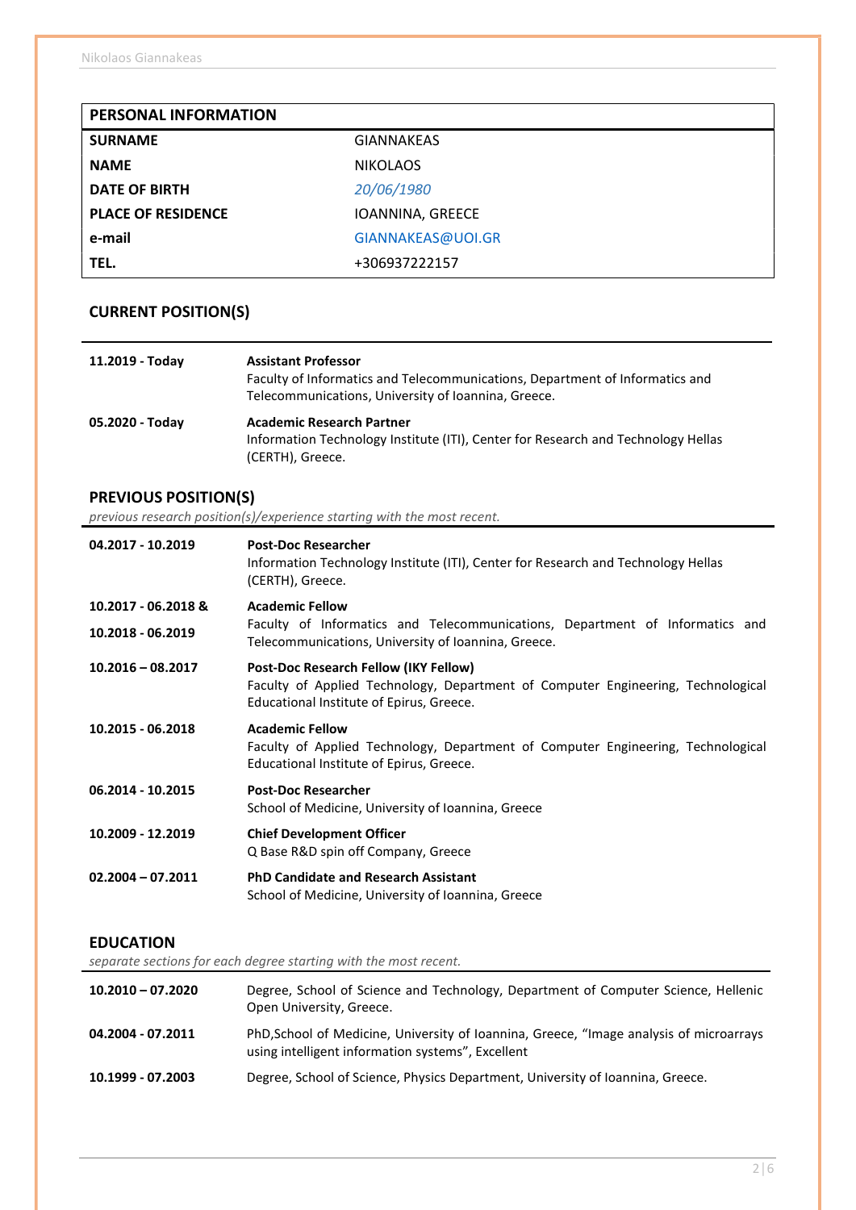| PERSONAL INFORMATION | |
|---|---|
| **SURNAME** | GIANNAKEAS |
| **NAME** | NIKOLAOS |
| **DATE OF BIRTH** | *20/06/1980* |
| **PLACE OF RESIDENCE** | IOANNINA, GREECE |
| **e-mail** | GIANNAKEAS@UOI.GR |
| **TEL.** | +306937222157 |

## CURRENT POSITION(S)

**11.2019 - Today**
**Assistant Professor**
Faculty of Informatics and Telecommunications, Department of Informatics and Telecommunications, University of Ioannina, Greece.

**05.2020 - Today**
**Academic Research Partner**
Information Technology Institute (ITI), Center for Research and Technology Hellas (CERTH), Greece.

## PREVIOUS POSITION(S)

*previous research position(s)/experience starting with the most recent.*

**04.2017 - 10.2019**
**Post-Doc Researcher**
Information Technology Institute (ITI), Center for Research and Technology Hellas (CERTH), Greece.

**10.2017 - 06.2018 &**
**10.2018 - 06.2019**
**Academic Fellow**
Faculty of Informatics and Telecommunications, Department of Informatics and Telecommunications, University of Ioannina, Greece.

**10.2016 – 08.2017**
**Post-Doc Research Fellow (IKY Fellow)**
Faculty of Applied Technology, Department of Computer Engineering, Technological Educational Institute of Epirus, Greece.

**10.2015 - 06.2018**
**Academic Fellow**
Faculty of Applied Technology, Department of Computer Engineering, Technological Educational Institute of Epirus, Greece.

**06.2014 - 10.2015**
**Post-Doc Researcher**
School of Medicine, University of Ioannina, Greece

**10.2009 - 12.2019**
**Chief Development Officer**
Q Base R&D spin off Company, Greece

**02.2004 – 07.2011**
**PhD Candidate and Research Assistant**
School of Medicine, University of Ioannina, Greece

## EDUCATION

*separate sections for each degree starting with the most recent.*

**10.2010 – 07.2020**
Degree, School of Science and Technology, Department of Computer Science, Hellenic Open University, Greece.

**04.2004 - 07.2011**
PhD,School of Medicine, University of Ioannina, Greece, “Image analysis of microarrays using intelligent information systems”, Excellent

**10.1999 - 07.2003**
Degree, School of Science, Physics Department, University of Ioannina, Greece.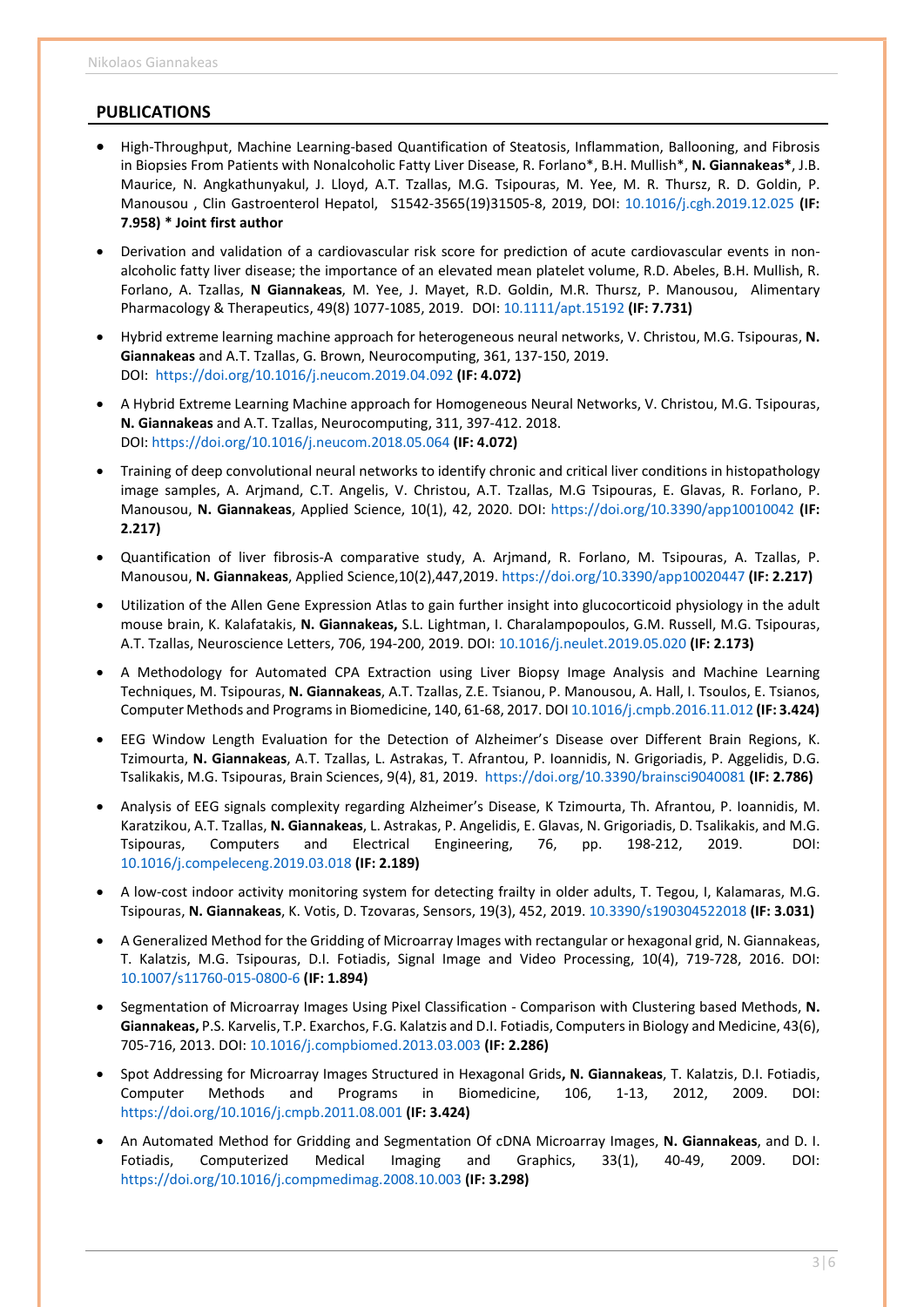## PUBLICATIONS

- High-Throughput, Machine Learning-based Quantification of Steatosis, Inflammation, Ballooning, and Fibrosis in Biopsies From Patients with Nonalcoholic Fatty Liver Disease, R. Forlano*, B.H. Mullish*, **N. Giannakeas***, J.B. Maurice, N. Angkathunyakul, J. Lloyd, A.T. Tzallas, M.G. Tsipouras, M. Yee, M. R. Thursz, R. D. Goldin, P. Manousou , Clin Gastroenterol Hepatol, S1542-3565(19)31505-8, 2019, DOI: 10.1016/j.cgh.2019.12.025 **(IF: 7.958) * Joint first author**

- Derivation and validation of a cardiovascular risk score for prediction of acute cardiovascular events in non-alcoholic fatty liver disease; the importance of an elevated mean platelet volume, R.D. Abeles, B.H. Mullish, R. Forlano, A. Tzallas, **N Giannakeas**, M. Yee, J. Mayet, R.D. Goldin, M.R. Thursz, P. Manousou, Alimentary Pharmacology & Therapeutics, 49(8) 1077-1085, 2019. DOI: 10.1111/apt.15192 **(IF: 7.731)**

- Hybrid extreme learning machine approach for heterogeneous neural networks, V. Christou, M.G. Tsipouras, **N. Giannakeas** and A.T. Tzallas, G. Brown, Neurocomputing, 361, 137-150, 2019. DOI: https://doi.org/10.1016/j.neucom.2019.04.092 **(IF: 4.072)**

- A Hybrid Extreme Learning Machine approach for Homogeneous Neural Networks, V. Christou, M.G. Tsipouras, **N. Giannakeas** and A.T. Tzallas, Neurocomputing, 311, 397-412. 2018. DOI: https://doi.org/10.1016/j.neucom.2018.05.064 **(IF: 4.072)**

- Training of deep convolutional neural networks to identify chronic and critical liver conditions in histopathology image samples, A. Arjmand, C.T. Angelis, V. Christou, A.T. Tzallas, M.G Tsipouras, E. Glavas, R. Forlano, P. Manousou, **N. Giannakeas**, Applied Science, 10(1), 42, 2020. DOI: https://doi.org/10.3390/app10010042 **(IF: 2.217)**

- Quantification of liver fibrosis-A comparative study, A. Arjmand, R. Forlano, M. Tsipouras, A. Tzallas, P. Manousou, **N. Giannakeas**, Applied Science,10(2),447,2019. https://doi.org/10.3390/app10020447 **(IF: 2.217)**

- Utilization of the Allen Gene Expression Atlas to gain further insight into glucocorticoid physiology in the adult mouse brain, K. Kalafatakis, **N. Giannakeas,** S.L. Lightman, I. Charalampopoulos, G.M. Russell, M.G. Tsipouras, A.T. Tzallas, Neuroscience Letters, 706, 194-200, 2019. DOI: 10.1016/j.neulet.2019.05.020 **(IF: 2.173)**

- A Methodology for Automated CPA Extraction using Liver Biopsy Image Analysis and Machine Learning Techniques, M. Tsipouras, **N. Giannakeas**, A.T. Tzallas, Z.E. Tsianou, P. Manousou, A. Hall, I. Tsoulos, E. Tsianos, Computer Methods and Programs in Biomedicine, 140, 61-68, 2017. DOI 10.1016/j.cmpb.2016.11.012 **(IF: 3.424)**

- EEG Window Length Evaluation for the Detection of Alzheimer's Disease over Different Brain Regions, K. Tzimourta, **N. Giannakeas**, A.T. Tzallas, L. Astrakas, T. Afrantou, P. Ioannidis, N. Grigoriadis, P. Aggelidis, D.G. Tsalikakis, M.G. Tsipouras, Brain Sciences, 9(4), 81, 2019. https://doi.org/10.3390/brainsci9040081 **(IF: 2.786)**

- Analysis of EEG signals complexity regarding Alzheimer's Disease, K Tzimourta, Th. Afrantou, P. Ioannidis, M. Karatzikou, A.T. Tzallas, **N. Giannakeas**, L. Astrakas, P. Angelidis, E. Glavas, N. Grigoriadis, D. Tsalikakis, and M.G. Tsipouras, Computers and Electrical Engineering, 76, pp. 198-212, 2019. DOI: 10.1016/j.compeleceng.2019.03.018 **(IF: 2.189)**

- A low-cost indoor activity monitoring system for detecting frailty in older adults, T. Tegou, I, Kalamaras, M.G. Tsipouras, **N. Giannakeas**, K. Votis, D. Tzovaras, Sensors, 19(3), 452, 2019. 10.3390/s190304522018 **(IF: 3.031)**

- A Generalized Method for the Gridding of Microarray Images with rectangular or hexagonal grid, N. Giannakeas, T. Kalatzis, M.G. Tsipouras, D.I. Fotiadis, Signal Image and Video Processing, 10(4), 719-728, 2016. DOI: 10.1007/s11760-015-0800-6 **(IF: 1.894)**

- Segmentation of Microarray Images Using Pixel Classification - Comparison with Clustering based Methods, **N. Giannakeas,** P.S. Karvelis, T.P. Exarchos, F.G. Kalatzis and D.I. Fotiadis, Computers in Biology and Medicine, 43(6), 705-716, 2013. DOI: 10.1016/j.compbiomed.2013.03.003 **(IF: 2.286)**

- Spot Addressing for Microarray Images Structured in Hexagonal Grids**, N. Giannakeas**, T. Kalatzis, D.I. Fotiadis, Computer Methods and Programs in Biomedicine, 106, 1-13, 2012, 2009. DOI: https://doi.org/10.1016/j.cmpb.2011.08.001 **(IF: 3.424)**

- An Automated Method for Gridding and Segmentation Of cDNA Microarray Images, **N. Giannakeas**, and D. I. Fotiadis, Computerized Medical Imaging and Graphics, 33(1), 40-49, 2009. DOI: https://doi.org/10.1016/j.compmedimag.2008.10.003 **(IF: 3.298)**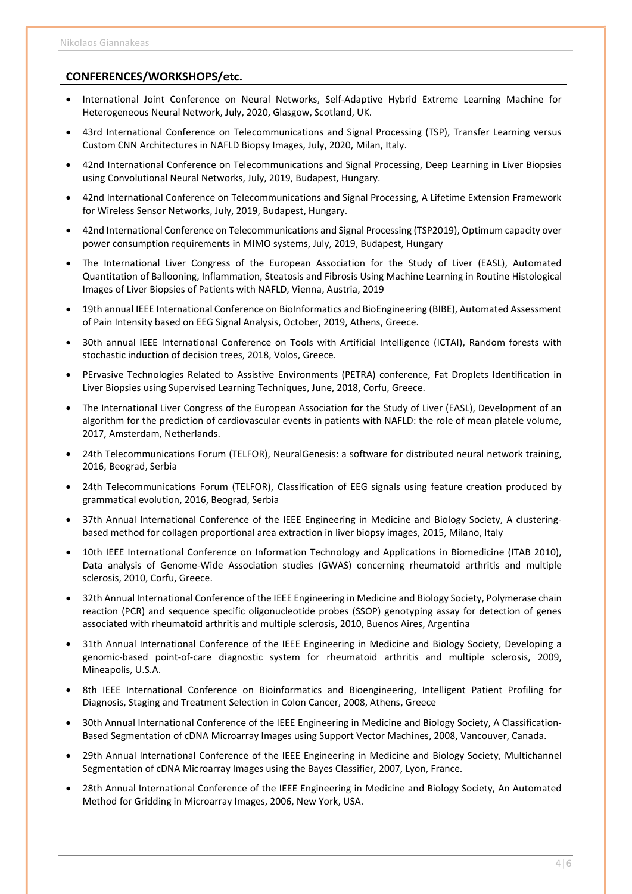## CONFERENCES/WORKSHOPS/etc.

- International Joint Conference on Neural Networks, Self-Adaptive Hybrid Extreme Learning Machine for Heterogeneous Neural Network, July, 2020, Glasgow, Scotland, UK.
- 43rd International Conference on Telecommunications and Signal Processing (TSP), Transfer Learning versus Custom CNN Architectures in NAFLD Biopsy Images, July, 2020, Milan, Italy.
- 42nd International Conference on Telecommunications and Signal Processing, Deep Learning in Liver Biopsies using Convolutional Neural Networks, July, 2019, Budapest, Hungary.
- 42nd International Conference on Telecommunications and Signal Processing, A Lifetime Extension Framework for Wireless Sensor Networks, July, 2019, Budapest, Hungary.
- 42nd International Conference on Telecommunications and Signal Processing (TSP2019), Optimum capacity over power consumption requirements in MIMO systems, July, 2019, Budapest, Hungary
- The International Liver Congress of the European Association for the Study of Liver (EASL), Automated Quantitation of Ballooning, Inflammation, Steatosis and Fibrosis Using Machine Learning in Routine Histological Images of Liver Biopsies of Patients with NAFLD, Vienna, Austria, 2019
- 19th annual IEEE International Conference on BioInformatics and BioEngineering (BIBE), Automated Assessment of Pain Intensity based on EEG Signal Analysis, October, 2019, Athens, Greece.
- 30th annual IEEE International Conference on Tools with Artificial Intelligence (ICTAI), Random forests with stochastic induction of decision trees, 2018, Volos, Greece.
- PErvasive Technologies Related to Assistive Environments (PETRA) conference, Fat Droplets Identification in Liver Biopsies using Supervised Learning Techniques, June, 2018, Corfu, Greece.
- The International Liver Congress of the European Association for the Study of Liver (EASL), Development of an algorithm for the prediction of cardiovascular events in patients with NAFLD: the role of mean platele volume, 2017, Amsterdam, Netherlands.
- 24th Telecommunications Forum (TELFOR), NeuralGenesis: a software for distributed neural network training, 2016, Beograd, Serbia
- 24th Telecommunications Forum (TELFOR), Classification of EEG signals using feature creation produced by grammatical evolution, 2016, Beograd, Serbia
- 37th Annual International Conference of the IEEE Engineering in Medicine and Biology Society, A clustering-based method for collagen proportional area extraction in liver biopsy images, 2015, Milano, Italy
- 10th IEEE International Conference on Information Technology and Applications in Biomedicine (ITAB 2010), Data analysis of Genome-Wide Association studies (GWAS) concerning rheumatoid arthritis and multiple sclerosis, 2010, Corfu, Greece.
- 32th Annual International Conference of the IEEE Engineering in Medicine and Biology Society, Polymerase chain reaction (PCR) and sequence specific oligonucleotide probes (SSOP) genotyping assay for detection of genes associated with rheumatoid arthritis and multiple sclerosis, 2010, Buenos Aires, Argentina
- 31th Annual International Conference of the IEEE Engineering in Medicine and Biology Society, Developing a genomic-based point-of-care diagnostic system for rheumatoid arthritis and multiple sclerosis, 2009, Mineapolis, U.S.A.
- 8th IEEE International Conference on Bioinformatics and Bioengineering, Intelligent Patient Profiling for Diagnosis, Staging and Treatment Selection in Colon Cancer, 2008, Athens, Greece
- 30th Annual International Conference of the IEEE Engineering in Medicine and Biology Society, A Classification-Based Segmentation of cDNA Microarray Images using Support Vector Machines, 2008, Vancouver, Canada.
- 29th Annual International Conference of the IEEE Engineering in Medicine and Biology Society, Multichannel Segmentation of cDNA Microarray Images using the Bayes Classifier, 2007, Lyon, France.
- 28th Annual International Conference of the IEEE Engineering in Medicine and Biology Society, An Automated Method for Gridding in Microarray Images, 2006, New York, USA.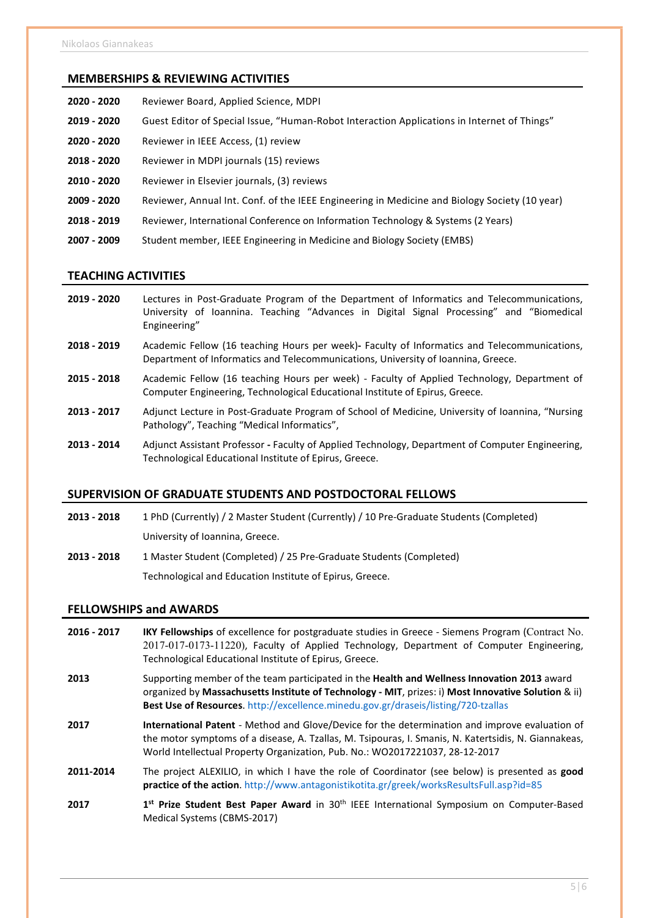## MEMBERSHIPS & REVIEWING ACTIVITIES

**2020 - 2020** Reviewer Board, Applied Science, MDPI

**2019 - 2020** Guest Editor of Special Issue, "Human-Robot Interaction Applications in Internet of Things"

**2020 - 2020** Reviewer in IEEE Access, (1) review

**2018 - 2020** Reviewer in MDPI journals (15) reviews

**2010 - 2020** Reviewer in Elsevier journals, (3) reviews

**2009 - 2020** Reviewer, Annual Int. Conf. of the IEEE Engineering in Medicine and Biology Society (10 year)

**2018 - 2019** Reviewer, International Conference on Information Technology & Systems (2 Years)

**2007 - 2009** Student member, IEEE Engineering in Medicine and Biology Society (EMBS)

## TEACHING ACTIVITIES

**2019 - 2020** Lectures in Post-Graduate Program of the Department of Informatics and Telecommunications, University of Ioannina. Teaching "Advances in Digital Signal Processing" and "Biomedical Engineering"

**2018 - 2019** Academic Fellow (16 teaching Hours per week)- Faculty of Informatics and Telecommunications, Department of Informatics and Telecommunications, University of Ioannina, Greece.

**2015 - 2018** Academic Fellow (16 teaching Hours per week) - Faculty of Applied Technology, Department of Computer Engineering, Technological Educational Institute of Epirus, Greece.

**2013 - 2017** Adjunct Lecture in Post-Graduate Program of School of Medicine, University of Ioannina, "Nursing Pathology", Teaching "Medical Informatics",

**2013 - 2014** Adjunct Assistant Professor **-** Faculty of Applied Technology, Department of Computer Engineering, Technological Educational Institute of Epirus, Greece.

## SUPERVISION OF GRADUATE STUDENTS AND POSTDOCTORAL FELLOWS

**2013 - 2018** 1 PhD (Currently) / 2 Master Student (Currently) / 10 Pre-Graduate Students (Completed)

University of Ioannina, Greece.

**2013 - 2018** 1 Master Student (Completed) / 25 Pre-Graduate Students (Completed)

Technological and Education Institute of Epirus, Greece.

## FELLOWSHIPS and AWARDS

**2016 - 2017** **IKY Fellowships** of excellence for postgraduate studies in Greece - Siemens Program (Contract No. 2017-017-0173-11220), Faculty of Applied Technology, Department of Computer Engineering, Technological Educational Institute of Epirus, Greece.

**2013** Supporting member of the team participated in the **Health and Wellness Innovation 2013** award organized by **Massachusetts Institute of Technology - MIT**, prizes: i) **Most Innovative Solution** & ii) **Best Use of Resources**. http://excellence.minedu.gov.gr/draseis/listing/720-tzallas

**2017** **International Patent** - Method and Glove/Device for the determination and improve evaluation of the motor symptoms of a disease, A. Tzallas, M. Tsipouras, I. Smanis, N. Katertsidis, N. Giannakeas, World Intellectual Property Organization, Pub. No.: WO2017221037, 28-12-2017

**2011-2014** The project ALEXILIO, in which I have the role of Coordinator (see below) is presented as **good practice of the action**. http://www.antagonistikotita.gr/greek/worksResultsFull.asp?id=85

**2017** **1st Prize Student Best Paper Award** in 30th IEEE International Symposium on Computer-Based Medical Systems (CBMS-2017)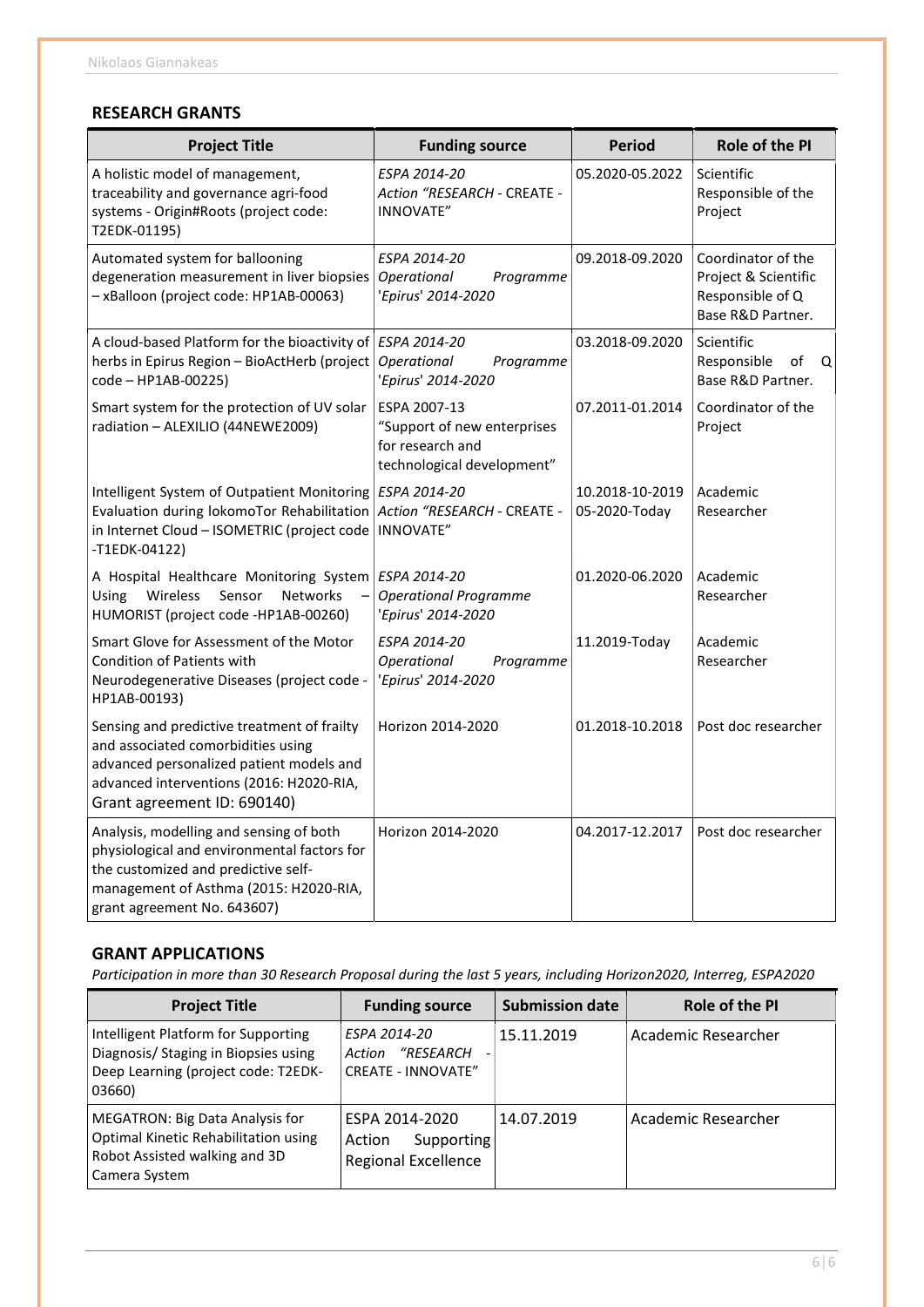## RESEARCH GRANTS

| Project Title | Funding source | Period | Role of the PI |
|---|---|---|---|
| A holistic model of management, traceability and governance agri-food systems - Origin#Roots (project code: T2EDK-01195) | *ESPA 2014-20 Action "RESEARCH - CREATE - INNOVATE"* | 05.2020-05.2022 | Scientific Responsible of the Project |
| Automated system for ballooning degeneration measurement in liver biopsies – xBalloon (project code: HP1AB-00063) | *ESPA 2014-20 Operational Programme 'Epirus' 2014-2020* | 09.2018-09.2020 | Coordinator of the Project & Scientific Responsible of Q Base R&D Partner. |
| A cloud-based Platform for the bioactivity of herbs in Epirus Region – BioActHerb (project code – HP1AB-00225) | *ESPA 2014-20 Operational Programme 'Epirus' 2014-2020* | 03.2018-09.2020 | Scientific Responsible of Q Base R&D Partner. |
| Smart system for the protection of UV solar radiation – ALEXILIO (44NEWE2009) | ESPA 2007-13 "Support of new enterprises for research and technological development" | 07.2011-01.2014 | Coordinator of the Project |
| Intelligent System of Outpatient Monitoring Evaluation during lokomoTor Rehabilitation in Internet Cloud – ISOMETRIC (project code -T1EDK-04122) | *ESPA 2014-20 Action "RESEARCH - CREATE - INNOVATE"* | 10.2018-10-2019 05-2020-Today | Academic Researcher |
| A Hospital Healthcare Monitoring System Using Wireless Sensor Networks – HUMORIST (project code -HP1AB-00260) | *ESPA 2014-20 Operational Programme 'Epirus' 2014-2020* | 01.2020-06.2020 | Academic Researcher |
| Smart Glove for Assessment of the Motor Condition of Patients with Neurodegenerative Diseases (project code - HP1AB-00193) | *ESPA 2014-20 Operational Programme 'Epirus' 2014-2020* | 11.2019-Today | Academic Researcher |
| Sensing and predictive treatment of frailty and associated comorbidities using advanced personalized patient models and advanced interventions (2016: H2020-RIA, Grant agreement ID: 690140) | Horizon 2014-2020 | 01.2018-10.2018 | Post doc researcher |
| Analysis, modelling and sensing of both physiological and environmental factors for the customized and predictive self-management of Asthma (2015: H2020-RIA, grant agreement No. 643607) | Horizon 2014-2020 | 04.2017-12.2017 | Post doc researcher |

## GRANT APPLICATIONS

*Participation in more than 30 Research Proposal during the last 5 years, including Horizon2020, Interreg, ESPA2020*

| Project Title | Funding source | Submission date | Role of the PI |
|---|---|---|---|
| Intelligent Platform for Supporting Diagnosis/ Staging in Biopsies using Deep Learning (project code: T2EDK-03660) | *ESPA 2014-20 Action "RESEARCH - CREATE - INNOVATE"* | 15.11.2019 | Academic Researcher |
| MEGATRON: Big Data Analysis for Optimal Kinetic Rehabilitation using Robot Assisted walking and 3D Camera System | ESPA 2014-2020 Action Supporting Regional Excellence | 14.07.2019 | Academic Researcher |